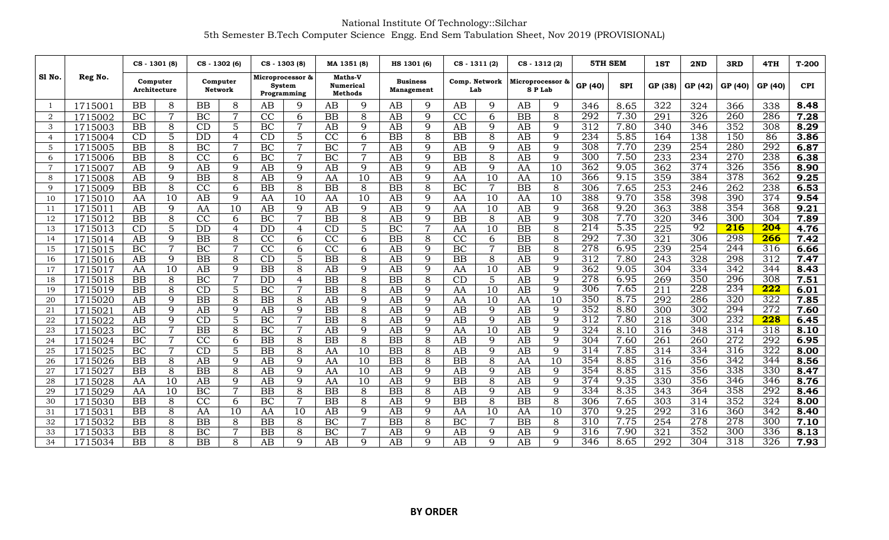National Institute Of Technology::Silchar

5th Semester B.Tech Computer Science Engg. End Sem Tabulation Sheet, Nov 2019 (PROVISIONAL)

| Sl No. | Reg No. | CS - 1301 (8) Computer Architecture | | CS - 1302 (6) Computer Network | | CS - 1303 (8) Microprocessor & System Programming | | MA 1351 (8) Maths-V Numerical Methods | | HS 1301 (6) Business Management | | CS - 1311 (2) Comp. Network Lab | | CS - 1312 (2) Microprocessor & S P Lab | | 5TH SEM | | 1ST | 2ND | 3RD | 4TH | T-200 |
|---|---|---|---|---|---|---|---|---|---|---|---|---|---|---|---|---|---|---|---|---|---|---|
| | | | | | | | | | | | | | | | | GP (40) | SPI | GP (38) | GP (42) | GP (40) | GP (40) | CPI |
| 1 | 1715001 | BB | 8 | BB | 8 | AB | 9 | AB | 9 | AB | 9 | AB | 9 | AB | 9 | 346 | 8.65 | 322 | 324 | 366 | 338 | **8.48** |
| 2 | 1715002 | BC | 7 | BC | 7 | CC | 6 | BB | 8 | AB | 9 | CC | 6 | BB | 8 | 292 | 7.30 | 291 | 326 | 260 | 286 | **7.28** |
| 3 | 1715003 | BB | 8 | CD | 5 | BC | 7 | AB | 9 | AB | 9 | AB | 9 | AB | 9 | 312 | 7.80 | 340 | 346 | 352 | 308 | **8.29** |
| 4 | 1715004 | CD | 5 | DD | 4 | CD | 5 | CC | 6 | BB | 8 | BB | 8 | AB | 9 | 234 | 5.85 | 164 | 138 | 150 | 86 | **3.86** |
| 5 | 1715005 | BB | 8 | BC | 7 | BC | 7 | BC | 7 | AB | 9 | AB | 9 | AB | 9 | 308 | 7.70 | 239 | 254 | 280 | 292 | **6.87** |
| 6 | 1715006 | BB | 8 | CC | 6 | BC | 7 | BC | 7 | AB | 9 | BB | 8 | AB | 9 | 300 | 7.50 | 233 | 234 | 270 | 238 | **6.38** |
| 7 | 1715007 | AB | 9 | AB | 9 | AB | 9 | AB | 9 | AB | 9 | AB | 9 | AA | 10 | 362 | 9.05 | 362 | 374 | 326 | 356 | **8.90** |
| 8 | 1715008 | AB | 9 | BB | 8 | AB | 9 | AA | 10 | AB | 9 | AA | 10 | AA | 10 | 366 | 9.15 | 359 | 384 | 378 | 362 | **9.25** |
| 9 | 1715009 | BB | 8 | CC | 6 | BB | 8 | BB | 8 | BB | 8 | BC | 7 | BB | 8 | 306 | 7.65 | 253 | 246 | 262 | 238 | **6.53** |
| 10 | 1715010 | AA | 10 | AB | 9 | AA | 10 | AA | 10 | AB | 9 | AA | 10 | AA | 10 | 388 | 9.70 | 358 | 398 | 390 | 374 | **9.54** |
| 11 | 1715011 | AB | 9 | AA | 10 | AB | 9 | AB | 9 | AB | 9 | AA | 10 | AB | 9 | 368 | 9.20 | 363 | 388 | 354 | 368 | **9.21** |
| 12 | 1715012 | BB | 8 | CC | 6 | BC | 7 | BB | 8 | AB | 9 | BB | 8 | AB | 9 | 308 | 7.70 | 320 | 346 | 300 | 304 | **7.89** |
| 13 | 1715013 | CD | 5 | DD | 4 | DD | 4 | CD | 5 | BC | 7 | AA | 10 | BB | 8 | 214 | 5.35 | 225 | 92 | **216** | **204** | **4.76** |
| 14 | 1715014 | AB | 9 | BB | 8 | CC | 6 | CC | 6 | BB | 8 | CC | 6 | BB | 8 | 292 | 7.30 | 321 | 306 | 298 | **266** | **7.42** |
| 15 | 1715015 | BC | 7 | BC | 7 | CC | 6 | CC | 6 | AB | 9 | BC | 7 | BB | 8 | 278 | 6.95 | 239 | 254 | 244 | 316 | **6.66** |
| 16 | 1715016 | AB | 9 | BB | 8 | CD | 5 | BB | 8 | AB | 9 | BB | 8 | AB | 9 | 312 | 7.80 | 243 | 328 | 298 | 312 | **7.47** |
| 17 | 1715017 | AA | 10 | AB | 9 | BB | 8 | AB | 9 | AB | 9 | AA | 10 | AB | 9 | 362 | 9.05 | 304 | 334 | 342 | 344 | **8.43** |
| 18 | 1715018 | BB | 8 | BC | 7 | DD | 4 | BB | 8 | BB | 8 | CD | 5 | AB | 9 | 278 | 6.95 | 269 | 350 | 296 | 308 | **7.51** |
| 19 | 1715019 | BB | 8 | CD | 5 | BC | 7 | BB | 8 | AB | 9 | AA | 10 | AB | 9 | 306 | 7.65 | 211 | 228 | 234 | **222** | **6.01** |
| 20 | 1715020 | AB | 9 | BB | 8 | BB | 8 | AB | 9 | AB | 9 | AA | 10 | AA | 10 | 350 | 8.75 | 292 | 286 | 320 | 322 | **7.85** |
| 21 | 1715021 | AB | 9 | AB | 9 | AB | 9 | BB | 8 | AB | 9 | AB | 9 | AB | 9 | 352 | 8.80 | 300 | 302 | 294 | 272 | **7.60** |
| 22 | 1715022 | AB | 9 | CD | 5 | BC | 7 | BB | 8 | AB | 9 | AB | 9 | AB | 9 | 312 | 7.80 | 218 | 300 | 232 | **228** | **6.45** |
| 23 | 1715023 | BC | 7 | BB | 8 | BC | 7 | AB | 9 | AB | 9 | AA | 10 | AB | 9 | 324 | 8.10 | 316 | 348 | 314 | 318 | **8.10** |
| 24 | 1715024 | BC | 7 | CC | 6 | BB | 8 | BB | 8 | BB | 8 | AB | 9 | AB | 9 | 304 | 7.60 | 261 | 260 | 272 | 292 | **6.95** |
| 25 | 1715025 | BC | 7 | CD | 5 | BB | 8 | AA | 10 | BB | 8 | AB | 9 | AB | 9 | 314 | 7.85 | 314 | 334 | 316 | 322 | **8.00** |
| 26 | 1715026 | BB | 8 | AB | 9 | AB | 9 | AA | 10 | BB | 8 | BB | 8 | AA | 10 | 354 | 8.85 | 316 | 356 | 342 | 344 | **8.56** |
| 27 | 1715027 | BB | 8 | BB | 8 | AB | 9 | AA | 10 | AB | 9 | AB | 9 | AB | 9 | 354 | 8.85 | 315 | 356 | 338 | 330 | **8.47** |
| 28 | 1715028 | AA | 10 | AB | 9 | AB | 9 | AA | 10 | AB | 9 | BB | 8 | AB | 9 | 374 | 9.35 | 330 | 356 | 346 | 346 | **8.76** |
| 29 | 1715029 | AA | 10 | BC | 7 | BB | 8 | BB | 8 | BB | 8 | AB | 9 | AB | 9 | 334 | 8.35 | 343 | 364 | 358 | 292 | **8.46** |
| 30 | 1715030 | BB | 8 | CC | 6 | BC | 7 | BB | 8 | AB | 9 | BB | 8 | BB | 8 | 306 | 7.65 | 303 | 314 | 352 | 324 | **8.00** |
| 31 | 1715031 | BB | 8 | AA | 10 | AA | 10 | AB | 9 | AB | 9 | AA | 10 | AA | 10 | 370 | 9.25 | 292 | 316 | 360 | 342 | **8.40** |
| 32 | 1715032 | BB | 8 | BB | 8 | BB | 8 | BC | 7 | BB | 8 | BC | 7 | BB | 8 | 310 | 7.75 | 254 | 278 | 278 | 300 | **7.10** |
| 33 | 1715033 | BB | 8 | BC | 7 | BB | 8 | BC | 7 | AB | 9 | AB | 9 | AB | 9 | 316 | 7.90 | 321 | 352 | 300 | 336 | **8.13** |
| 34 | 1715034 | BB | 8 | BB | 8 | AB | 9 | AB | 9 | AB | 9 | AB | 9 | AB | 9 | 346 | 8.65 | 292 | 304 | 318 | 326 | **7.93** |

**BY ORDER**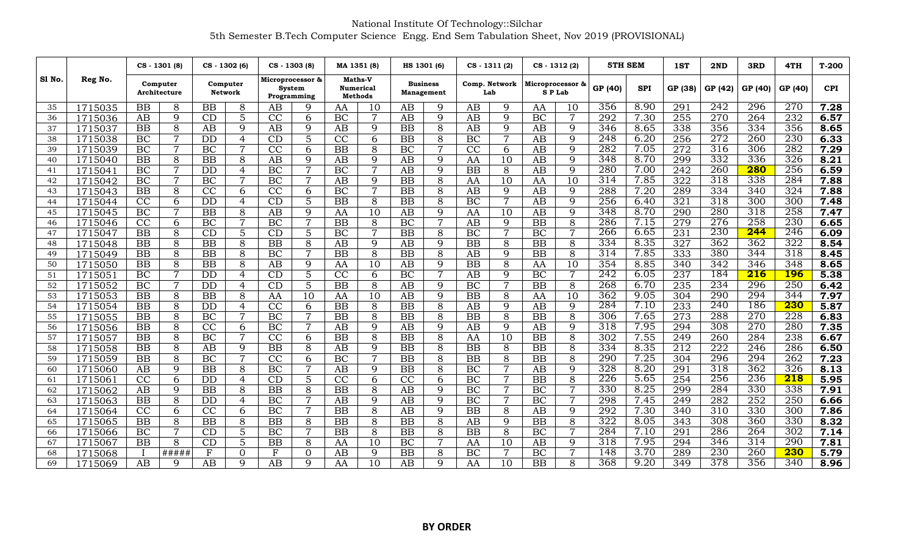National Institute Of Technology::Silchar

5th Semester B.Tech Computer Science Engg. End Sem Tabulation Sheet, Nov 2019 (PROVISIONAL)

| Sl No. | Reg No. | CS - 1301 (8) Computer Architecture | | CS - 1302 (6) Computer Network | | CS - 1303 (8) Microprocessor & System Programming | | MA 1351 (8) Maths-V Numerical Methods | | HS 1301 (6) Business Management | | CS - 1311 (2) Comp. Network Lab | | CS - 1312 (2) Microprocessor & S P Lab | | 5TH SEM | | 1ST | 2ND | 3RD | 4TH | T-200 |
|---|---|---|---|---|---|---|---|---|---|---|---|---|---|---|---|---|---|---|---|---|---|---|
| | | | | | | | | | | | | | | | | GP (40) | SPI | GP (38) | GP (42) | GP (40) | GP (40) | CPI |
| 35 | 1715035 | BB | 8 | BB | 8 | AB | 9 | AA | 10 | AB | 9 | AB | 9 | AA | 10 | 356 | 8.90 | 291 | 242 | 296 | 270 | 7.28 |
| 36 | 1715036 | AB | 9 | CD | 5 | CC | 6 | BC | 7 | AB | 9 | AB | 9 | BC | 7 | 292 | 7.30 | 255 | 270 | 264 | 232 | 6.57 |
| 37 | 1715037 | BB | 8 | AB | 9 | AB | 9 | AB | 9 | BB | 8 | AB | 9 | AB | 9 | 346 | 8.65 | 338 | 356 | 334 | 356 | 8.65 |
| 38 | 1715038 | BC | 7 | DD | 4 | CD | 5 | CC | 6 | BB | 8 | BC | 7 | AB | 9 | 248 | 6.20 | 256 | 272 | 260 | 230 | 6.33 |
| 39 | 1715039 | BC | 7 | BC | 7 | CC | 6 | BB | 8 | BC | 7 | CC | 6 | AB | 9 | 282 | 7.05 | 272 | 316 | 306 | 282 | 7.29 |
| 40 | 1715040 | BB | 8 | BB | 8 | AB | 9 | AB | 9 | AB | 9 | AA | 10 | AB | 9 | 348 | 8.70 | 299 | 332 | 336 | 326 | 8.21 |
| 41 | 1715041 | BC | 7 | DD | 4 | BC | 7 | BC | 7 | AB | 9 | BB | 8 | AB | 9 | 280 | 7.00 | 242 | 260 | **280** | 256 | 6.59 |
| 42 | 1715042 | BC | 7 | BC | 7 | BC | 7 | AB | 9 | BB | 8 | AA | 10 | AA | 10 | 314 | 7.85 | 322 | 318 | 338 | 284 | 7.88 |
| 43 | 1715043 | BB | 8 | CC | 6 | CC | 6 | BC | 7 | BB | 8 | AB | 9 | AB | 9 | 288 | 7.20 | 289 | 334 | 340 | 324 | 7.88 |
| 44 | 1715044 | CC | 6 | DD | 4 | CD | 5 | BB | 8 | BB | 8 | BC | 7 | AB | 9 | 256 | 6.40 | 321 | 318 | 300 | 300 | 7.48 |
| 45 | 1715045 | BC | 7 | BB | 8 | AB | 9 | AA | 10 | AB | 9 | AA | 10 | AB | 9 | 348 | 8.70 | 290 | 280 | 318 | 258 | 7.47 |
| 46 | 1715046 | CC | 6 | BC | 7 | BC | 7 | BB | 8 | BC | 7 | AB | 9 | BB | 8 | 286 | 7.15 | 279 | 276 | 258 | 230 | 6.65 |
| 47 | 1715047 | BB | 8 | CD | 5 | CD | 5 | BC | 7 | BB | 8 | BC | 7 | BC | 7 | 266 | 6.65 | 231 | 230 | **244** | 246 | 6.09 |
| 48 | 1715048 | BB | 8 | BB | 8 | BB | 8 | AB | 9 | AB | 9 | BB | 8 | BB | 8 | 334 | 8.35 | 327 | 362 | 362 | 322 | 8.54 |
| 49 | 1715049 | BB | 8 | BB | 8 | BC | 7 | BB | 8 | BB | 8 | AB | 9 | BB | 8 | 314 | 7.85 | 333 | 380 | 344 | 318 | 8.45 |
| 50 | 1715050 | BB | 8 | BB | 8 | AB | 9 | AA | 10 | AB | 9 | BB | 8 | AA | 10 | 354 | 8.85 | 340 | 342 | 346 | 348 | 8.65 |
| 51 | 1715051 | BC | 7 | DD | 4 | CD | 5 | CC | 6 | BC | 7 | AB | 9 | BC | 7 | 242 | 6.05 | 237 | 184 | **216** | **196** | 5.38 |
| 52 | 1715052 | BC | 7 | DD | 4 | CD | 5 | BB | 8 | AB | 9 | BC | 7 | BB | 8 | 268 | 6.70 | 235 | 234 | 296 | 250 | 6.42 |
| 53 | 1715053 | BB | 8 | BB | 8 | AA | 10 | AA | 10 | AB | 9 | BB | 8 | AA | 10 | 362 | 9.05 | 304 | 290 | 294 | 344 | 7.97 |
| 54 | 1715054 | BB | 8 | DD | 4 | CC | 6 | BB | 8 | BB | 8 | AB | 9 | AB | 9 | 284 | 7.10 | 233 | 240 | 186 | **230** | 5.87 |
| 55 | 1715055 | BB | 8 | BC | 7 | BC | 7 | BB | 8 | BB | 8 | BB | 8 | BB | 8 | 306 | 7.65 | 273 | 288 | 270 | 228 | 6.83 |
| 56 | 1715056 | BB | 8 | CC | 6 | BC | 7 | AB | 9 | AB | 9 | AB | 9 | AB | 9 | 318 | 7.95 | 294 | 308 | 270 | 280 | 7.35 |
| 57 | 1715057 | BB | 8 | BC | 7 | CC | 6 | BB | 8 | BB | 8 | AA | 10 | BB | 8 | 302 | 7.55 | 249 | 260 | 284 | 238 | 6.67 |
| 58 | 1715058 | BB | 8 | AB | 9 | BB | 8 | AB | 9 | BB | 8 | BB | 8 | BB | 8 | 334 | 8.35 | 212 | 222 | 246 | 286 | 6.50 |
| 59 | 1715059 | BB | 8 | BC | 7 | CC | 6 | BC | 7 | BB | 8 | BB | 8 | BB | 8 | 290 | 7.25 | 304 | 296 | 294 | 262 | 7.23 |
| 60 | 1715060 | AB | 9 | BB | 8 | BC | 7 | AB | 9 | BB | 8 | BC | 7 | AB | 9 | 328 | 8.20 | 291 | 318 | 362 | 326 | 8.13 |
| 61 | 1715061 | CC | 6 | DD | 4 | CD | 5 | CC | 6 | CC | 6 | BC | 7 | BB | 8 | 226 | 5.65 | 254 | 256 | 236 | **218** | 5.95 |
| 62 | 1715062 | AB | 9 | BB | 8 | BB | 8 | BB | 8 | AB | 9 | BC | 7 | BC | 7 | 330 | 8.25 | 299 | 284 | 330 | 338 | 7.91 |
| 63 | 1715063 | BB | 8 | DD | 4 | BC | 7 | AB | 9 | AB | 9 | BC | 7 | BC | 7 | 298 | 7.45 | 249 | 282 | 252 | 250 | 6.66 |
| 64 | 1715064 | CC | 6 | CC | 6 | BC | 7 | BB | 8 | AB | 9 | BB | 8 | AB | 9 | 292 | 7.30 | 340 | 310 | 330 | 300 | 7.86 |
| 65 | 1715065 | BB | 8 | BB | 8 | BB | 8 | BB | 8 | BB | 8 | AB | 9 | BB | 8 | 322 | 8.05 | 343 | 308 | 360 | 330 | 8.32 |
| 66 | 1715066 | BC | 7 | CD | 5 | BC | 7 | BB | 8 | BB | 8 | BB | 8 | BC | 7 | 284 | 7.10 | 291 | 286 | 264 | 302 | 7.14 |
| 67 | 1715067 | BB | 8 | CD | 5 | BB | 8 | AA | 10 | BC | 7 | AA | 10 | AB | 9 | 318 | 7.95 | 294 | 346 | 314 | 290 | 7.81 |
| 68 | 1715068 | I | ##### | F | 0 | F | 0 | AB | 9 | BB | 8 | BC | 7 | BC | 7 | 148 | 3.70 | 289 | 230 | 260 | **230** | 5.79 |
| 69 | 1715069 | AB | 9 | AB | 9 | AB | 9 | AA | 10 | AB | 9 | AA | 10 | BB | 8 | 368 | 9.20 | 349 | 378 | 356 | 340 | 8.96 |

**BY ORDER**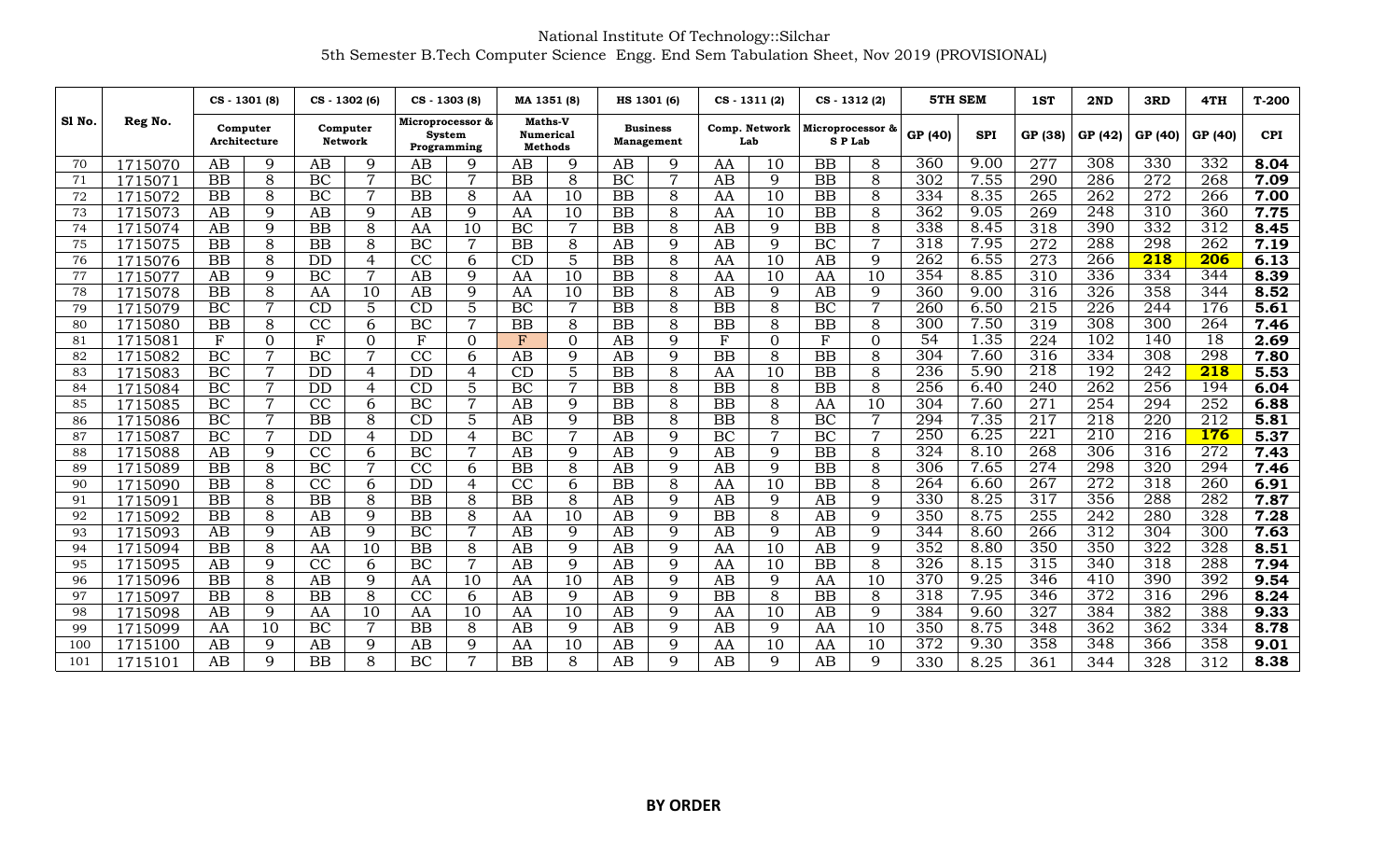National Institute Of Technology::Silchar

5th Semester B.Tech Computer Science Engg. End Sem Tabulation Sheet, Nov 2019 (PROVISIONAL)

| Sl No. | Reg No. | CS - 1301 (8) Computer Architecture | | CS - 1302 (6) Computer Network | | CS - 1303 (8) Microprocessor & System Programming | | MA 1351 (8) Maths-V Numerical Methods | | HS 1301 (6) Business Management | | CS - 1311 (2) Comp. Network Lab | | CS - 1312 (2) Microprocessor & S P Lab | | 5TH SEM | | 1ST | 2ND | 3RD | 4TH | T-200 |
|---|---|---|---|---|---|---|---|---|---|---|---|---|---|---|---|---|---|---|---|---|---|---|
| | | | | | | | | | | | | | | | | GP (40) | SPI | GP (38) | GP (42) | GP (40) | GP (40) | CPI |
| 70 | 1715070 | AB | 9 | AB | 9 | AB | 9 | AB | 9 | AB | 9 | AA | 10 | BB | 8 | 360 | 9.00 | 277 | 308 | 330 | 332 | **8.04** |
| 71 | 1715071 | BB | 8 | BC | 7 | BC | 7 | BB | 8 | BC | 7 | AB | 9 | BB | 8 | 302 | 7.55 | 290 | 286 | 272 | 268 | **7.09** |
| 72 | 1715072 | BB | 8 | BC | 7 | BB | 8 | AA | 10 | BB | 8 | AA | 10 | BB | 8 | 334 | 8.35 | 265 | 262 | 272 | 266 | **7.00** |
| 73 | 1715073 | AB | 9 | AB | 9 | AB | 9 | AA | 10 | BB | 8 | AA | 10 | BB | 8 | 362 | 9.05 | 269 | 248 | 310 | 360 | **7.75** |
| 74 | 1715074 | AB | 9 | BB | 8 | AA | 10 | BC | 7 | BB | 8 | AB | 9 | BB | 8 | 338 | 8.45 | 318 | 390 | 332 | 312 | **8.45** |
| 75 | 1715075 | BB | 8 | BB | 8 | BC | 7 | BB | 8 | AB | 9 | AB | 9 | BC | 7 | 318 | 7.95 | 272 | 288 | 298 | 262 | **7.19** |
| 76 | 1715076 | BB | 8 | DD | 4 | CC | 6 | CD | 5 | BB | 8 | AA | 10 | AB | 9 | 262 | 6.55 | 273 | 266 | **218** | **206** | **6.13** |
| 77 | 1715077 | AB | 9 | BC | 7 | AB | 9 | AA | 10 | BB | 8 | AA | 10 | AA | 10 | 354 | 8.85 | 310 | 336 | 334 | 344 | **8.39** |
| 78 | 1715078 | BB | 8 | AA | 10 | AB | 9 | AA | 10 | BB | 8 | AB | 9 | AB | 9 | 360 | 9.00 | 316 | 326 | 358 | 344 | **8.52** |
| 79 | 1715079 | BC | 7 | CD | 5 | CD | 5 | BC | 7 | BB | 8 | BB | 8 | BC | 7 | 260 | 6.50 | 215 | 226 | 244 | 176 | **5.61** |
| 80 | 1715080 | BB | 8 | CC | 6 | BC | 7 | BB | 8 | BB | 8 | BB | 8 | BB | 8 | 300 | 7.50 | 319 | 308 | 300 | 264 | **7.46** |
| 81 | 1715081 | F | 0 | F | 0 | F | 0 | F | 0 | AB | 9 | F | 0 | F | 0 | 54 | 1.35 | 224 | 102 | 140 | 18 | **2.69** |
| 82 | 1715082 | BC | 7 | BC | 7 | CC | 6 | AB | 9 | AB | 9 | BB | 8 | BB | 8 | 304 | 7.60 | 316 | 334 | 308 | 298 | **7.80** |
| 83 | 1715083 | BC | 7 | DD | 4 | DD | 4 | CD | 5 | BB | 8 | AA | 10 | BB | 8 | 236 | 5.90 | 218 | 192 | 242 | **218** | **5.53** |
| 84 | 1715084 | BC | 7 | DD | 4 | CD | 5 | BC | 7 | BB | 8 | BB | 8 | BB | 8 | 256 | 6.40 | 240 | 262 | 256 | 194 | **6.04** |
| 85 | 1715085 | BC | 7 | CC | 6 | BC | 7 | AB | 9 | BB | 8 | BB | 8 | AA | 10 | 304 | 7.60 | 271 | 254 | 294 | 252 | **6.88** |
| 86 | 1715086 | BC | 7 | BB | 8 | CD | 5 | AB | 9 | BB | 8 | BB | 8 | BC | 7 | 294 | 7.35 | 217 | 218 | 220 | 212 | **5.81** |
| 87 | 1715087 | BC | 7 | DD | 4 | DD | 4 | BC | 7 | AB | 9 | BC | 7 | BC | 7 | 250 | 6.25 | 221 | 210 | 216 | **176** | **5.37** |
| 88 | 1715088 | AB | 9 | CC | 6 | BC | 7 | AB | 9 | AB | 9 | AB | 9 | BB | 8 | 324 | 8.10 | 268 | 306 | 316 | 272 | **7.43** |
| 89 | 1715089 | BB | 8 | BC | 7 | CC | 6 | BB | 8 | AB | 9 | AB | 9 | BB | 8 | 306 | 7.65 | 274 | 298 | 320 | 294 | **7.46** |
| 90 | 1715090 | BB | 8 | CC | 6 | DD | 4 | CC | 6 | BB | 8 | AA | 10 | BB | 8 | 264 | 6.60 | 267 | 272 | 318 | 260 | **6.91** |
| 91 | 1715091 | BB | 8 | BB | 8 | BB | 8 | BB | 8 | AB | 9 | AB | 9 | AB | 9 | 330 | 8.25 | 317 | 356 | 288 | 282 | **7.87** |
| 92 | 1715092 | BB | 8 | AB | 9 | BB | 8 | AA | 10 | AB | 9 | BB | 8 | AB | 9 | 350 | 8.75 | 255 | 242 | 280 | 328 | **7.28** |
| 93 | 1715093 | AB | 9 | AB | 9 | BC | 7 | AB | 9 | AB | 9 | AB | 9 | AB | 9 | 344 | 8.60 | 266 | 312 | 304 | 300 | **7.63** |
| 94 | 1715094 | BB | 8 | AA | 10 | BB | 8 | AB | 9 | AB | 9 | AA | 10 | AB | 9 | 352 | 8.80 | 350 | 350 | 322 | 328 | **8.51** |
| 95 | 1715095 | AB | 9 | CC | 6 | BC | 7 | AB | 9 | AB | 9 | AA | 10 | BB | 8 | 326 | 8.15 | 315 | 340 | 318 | 288 | **7.94** |
| 96 | 1715096 | BB | 8 | AB | 9 | AA | 10 | AA | 10 | AB | 9 | AB | 9 | AA | 10 | 370 | 9.25 | 346 | 410 | 390 | 392 | **9.54** |
| 97 | 1715097 | BB | 8 | BB | 8 | CC | 6 | AB | 9 | AB | 9 | BB | 8 | BB | 8 | 318 | 7.95 | 346 | 372 | 316 | 296 | **8.24** |
| 98 | 1715098 | AB | 9 | AA | 10 | AA | 10 | AA | 10 | AB | 9 | AA | 10 | AB | 9 | 384 | 9.60 | 327 | 384 | 382 | 388 | **9.33** |
| 99 | 1715099 | AA | 10 | BC | 7 | BB | 8 | AB | 9 | AB | 9 | AB | 9 | AA | 10 | 350 | 8.75 | 348 | 362 | 362 | 334 | **8.78** |
| 100 | 1715100 | AB | 9 | AB | 9 | AB | 9 | AA | 10 | AB | 9 | AA | 10 | AA | 10 | 372 | 9.30 | 358 | 348 | 366 | 358 | **9.01** |
| 101 | 1715101 | AB | 9 | BB | 8 | BC | 7 | BB | 8 | AB | 9 | AB | 9 | AB | 9 | 330 | 8.25 | 361 | 344 | 328 | 312 | **8.38** |

**BY ORDER**